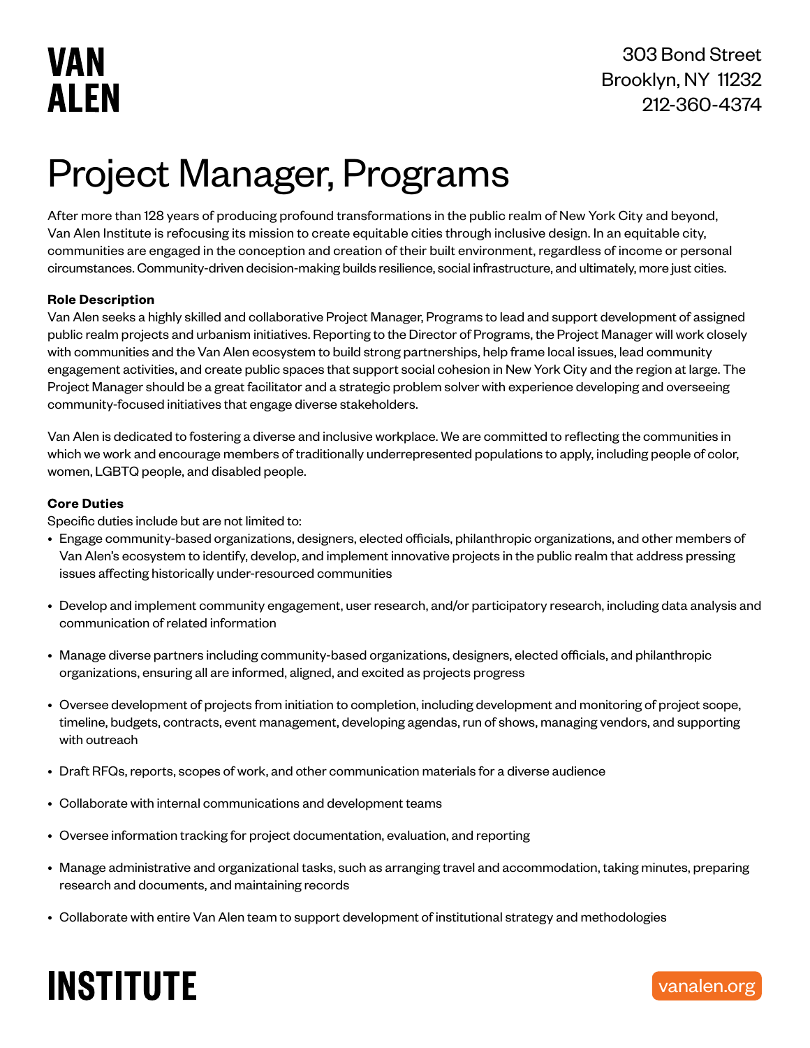VAN ALEN

303 Bond Street
Brooklyn, NY 11232
212-360-4374

# Project Manager, Programs

After more than 128 years of producing profound transformations in the public realm of New York City and beyond, Van Alen Institute is refocusing its mission to create equitable cities through inclusive design. In an equitable city, communities are engaged in the conception and creation of their built environment, regardless of income or personal circumstances. Community-driven decision-making builds resilience, social infrastructure, and ultimately, more just cities.

**Role Description**

Van Alen seeks a highly skilled and collaborative Project Manager, Programs to lead and support development of assigned public realm projects and urbanism initiatives. Reporting to the Director of Programs, the Project Manager will work closely with communities and the Van Alen ecosystem to build strong partnerships, help frame local issues, lead community engagement activities, and create public spaces that support social cohesion in New York City and the region at large. The Project Manager should be a great facilitator and a strategic problem solver with experience developing and overseeing community-focused initiatives that engage diverse stakeholders.

Van Alen is dedicated to fostering a diverse and inclusive workplace. We are committed to reflecting the communities in which we work and encourage members of traditionally underrepresented populations to apply, including people of color, women, LGBTQ people, and disabled people.

**Core Duties**

Specific duties include but are not limited to:

- Engage community-based organizations, designers, elected officials, philanthropic organizations, and other members of Van Alen's ecosystem to identify, develop, and implement innovative projects in the public realm that address pressing issues affecting historically under-resourced communities
- Develop and implement community engagement, user research, and/or participatory research, including data analysis and communication of related information
- Manage diverse partners including community-based organizations, designers, elected officials, and philanthropic organizations, ensuring all are informed, aligned, and excited as projects progress
- Oversee development of projects from initiation to completion, including development and monitoring of project scope, timeline, budgets, contracts, event management, developing agendas, run of shows, managing vendors, and supporting with outreach
- Draft RFQs, reports, scopes of work, and other communication materials for a diverse audience
- Collaborate with internal communications and development teams
- Oversee information tracking for project documentation, evaluation, and reporting
- Manage administrative and organizational tasks, such as arranging travel and accommodation, taking minutes, preparing research and documents, and maintaining records
- Collaborate with entire Van Alen team to support development of institutional strategy and methodologies

INSTITUTE

vanalen.org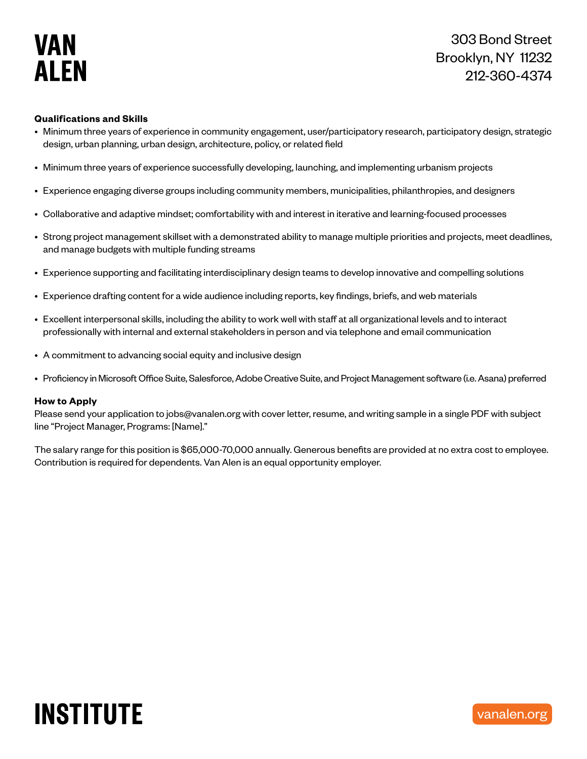### Qualifications and Skills

- Minimum three years of experience in community engagement, user/participatory research, participatory design, strategic design, urban planning, urban design, architecture, policy, or related field
- Minimum three years of experience successfully developing, launching, and implementing urbanism projects
- Experience engaging diverse groups including community members, municipalities, philanthropies, and designers
- Collaborative and adaptive mindset; comfortability with and interest in iterative and learning-focused processes
- Strong project management skillset with a demonstrated ability to manage multiple priorities and projects, meet deadlines, and manage budgets with multiple funding streams
- Experience supporting and facilitating interdisciplinary design teams to develop innovative and compelling solutions
- Experience drafting content for a wide audience including reports, key findings, briefs, and web materials
- Excellent interpersonal skills, including the ability to work well with staff at all organizational levels and to interact professionally with internal and external stakeholders in person and via telephone and email communication
- A commitment to advancing social equity and inclusive design
- Proficiency in Microsoft Office Suite, Salesforce, Adobe Creative Suite, and Project Management software (i.e. Asana) preferred

### How to Apply

Please send your application to jobs@vanalen.org with cover letter, resume, and writing sample in a single PDF with subject line “Project Manager, Programs: [Name].”

The salary range for this position is $65,000-70,000 annually. Generous benefits are provided at no extra cost to employee. Contribution is required for dependents. Van Alen is an equal opportunity employer.